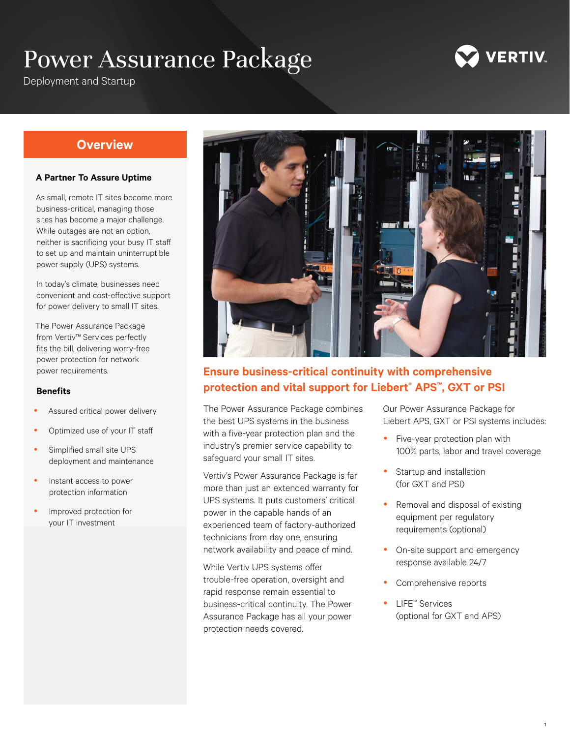# Power Assurance Package

Deployment and Startup

## Overview

### A Partner To Assure Uptime

As small, remote IT sites become more business-critical, managing those sites has become a major challenge. While outages are not an option, neither is sacrificing your busy IT staff to set up and maintain uninterruptible power supply (UPS) systems.

In today's climate, businesses need convenient and cost-effective support for power delivery to small IT sites.

The Power Assurance Package from Vertiv™ Services perfectly fits the bill, delivering worry-free power protection for network power requirements.

### Benefits

- Assured critical power delivery
- Optimized use of your IT staff
- Simplified small site UPS deployment and maintenance
- Instant access to power protection information
- Improved protection for your IT investment

## Ensure business-critical continuity with comprehensive protection and vital support for Liebert® APS™, GXT or PSI

The Power Assurance Package combines the best UPS systems in the business with a five-year protection plan and the industry's premier service capability to safeguard your small IT sites.

Vertiv's Power Assurance Package is far more than just an extended warranty for UPS systems. It puts customers' critical power in the capable hands of an experienced team of factory-authorized technicians from day one, ensuring network availability and peace of mind.

While Vertiv UPS systems offer trouble-free operation, oversight and rapid response remain essential to business-critical continuity. The Power Assurance Package has all your power protection needs covered.

Our Power Assurance Package for Liebert APS, GXT or PSI systems includes:

- Five-year protection plan with 100% parts, labor and travel coverage
- Startup and installation (for GXT and PSI)
- Removal and disposal of existing equipment per regulatory requirements (optional)
- On-site support and emergency response available 24/7
- Comprehensive reports
- LIFE™ Services (optional for GXT and APS)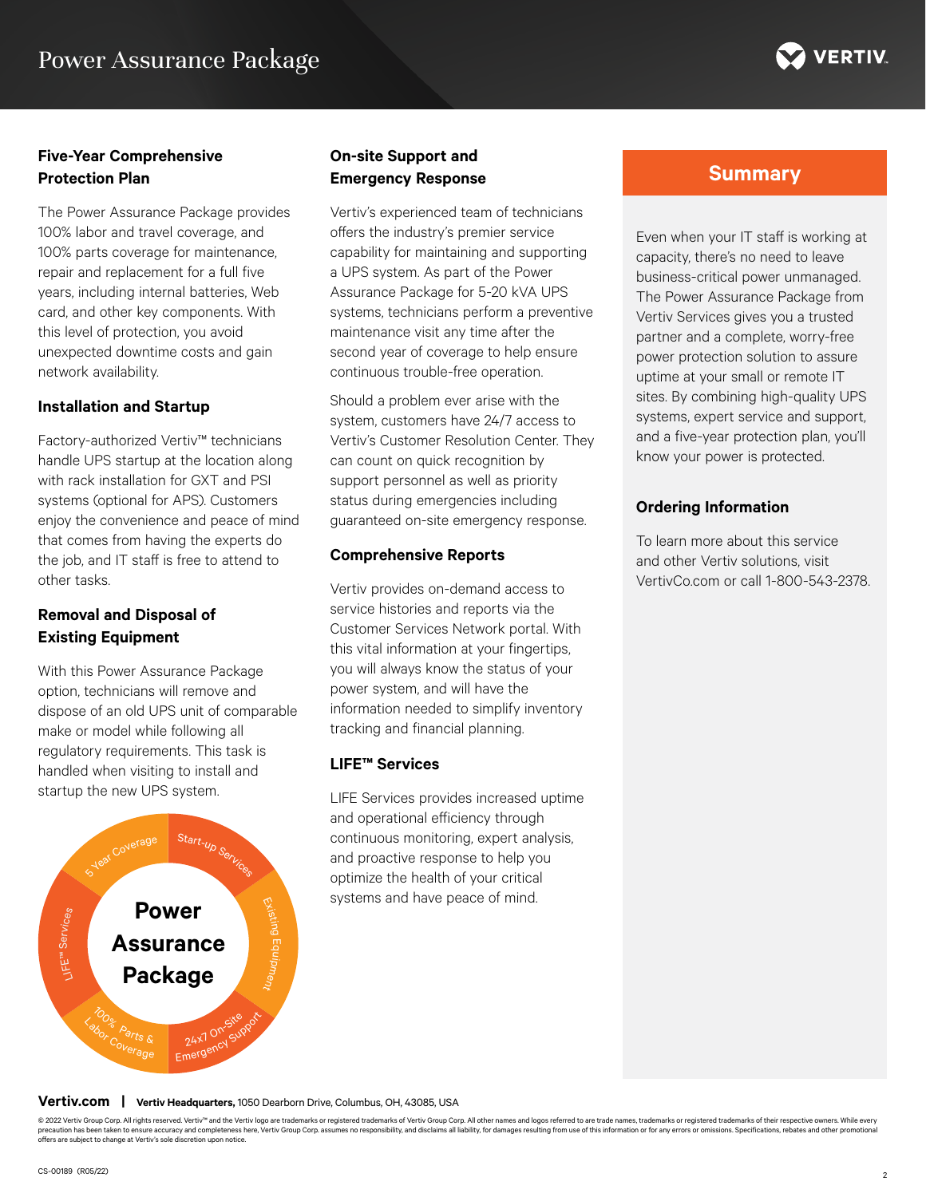# Power Assurance Package

## Five-Year Comprehensive Protection Plan

The Power Assurance Package provides 100% labor and travel coverage, and 100% parts coverage for maintenance, repair and replacement for a full five years, including internal batteries, Web card, and other key components. With this level of protection, you avoid unexpected downtime costs and gain network availability.

## Installation and Startup

Factory-authorized Vertiv™ technicians handle UPS startup at the location along with rack installation for GXT and PSI systems (optional for APS). Customers enjoy the convenience and peace of mind that comes from having the experts do the job, and IT staff is free to attend to other tasks.

## Removal and Disposal of Existing Equipment

With this Power Assurance Package option, technicians will remove and dispose of an old UPS unit of comparable make or model while following all regulatory requirements. This task is handled when visiting to install and startup the new UPS system.

Power Assurance Package

5 Year Coverage

Start-up Services

Existing Equipment

24x7 On-Site Emergency Support

100% Parts & Labor Coverage

LIFE™ Services

## On-site Support and Emergency Response

Vertiv's experienced team of technicians offers the industry's premier service capability for maintaining and supporting a UPS system. As part of the Power Assurance Package for 5-20 kVA UPS systems, technicians perform a preventive maintenance visit any time after the second year of coverage to help ensure continuous trouble-free operation.

Should a problem ever arise with the system, customers have 24/7 access to Vertiv's Customer Resolution Center. They can count on quick recognition by support personnel as well as priority status during emergencies including guaranteed on-site emergency response.

## Comprehensive Reports

Vertiv provides on-demand access to service histories and reports via the Customer Services Network portal. With this vital information at your fingertips, you will always know the status of your power system, and will have the information needed to simplify inventory tracking and financial planning.

## LIFE™ Services

LIFE Services provides increased uptime and operational efficiency through continuous monitoring, expert analysis, and proactive response to help you optimize the health of your critical systems and have peace of mind.

## Summary

Even when your IT staff is working at capacity, there's no need to leave business-critical power unmanaged. The Power Assurance Package from Vertiv Services gives you a trusted partner and a complete, worry-free power protection solution to assure uptime at your small or remote IT sites. By combining high-quality UPS systems, expert service and support, and a five-year protection plan, you'll know your power is protected.

## Ordering Information

To learn more about this service and other Vertiv solutions, visit VertivCo.com or call 1-800-543-2378.

**Vertiv.com** | **Vertiv Headquarters,** 1050 Dearborn Drive, Columbus, OH, 43085, USA

© 2022 Vertiv Group Corp. All rights reserved. Vertiv™ and the Vertiv logo are trademarks or registered trademarks of Vertiv Group Corp. All other names and logos referred to are trade names, trademarks or registered trademarks of their respective owners. While every precaution has been taken to ensure accuracy and completeness here, Vertiv Group Corp. assumes no responsibility, and disclaims all liability, for damages resulting from use of this information or for any errors or omissions. Specifications, rebates and other promotional offers are subject to change at Vertiv's sole discretion upon notice.

CS-00189 (R05/22)